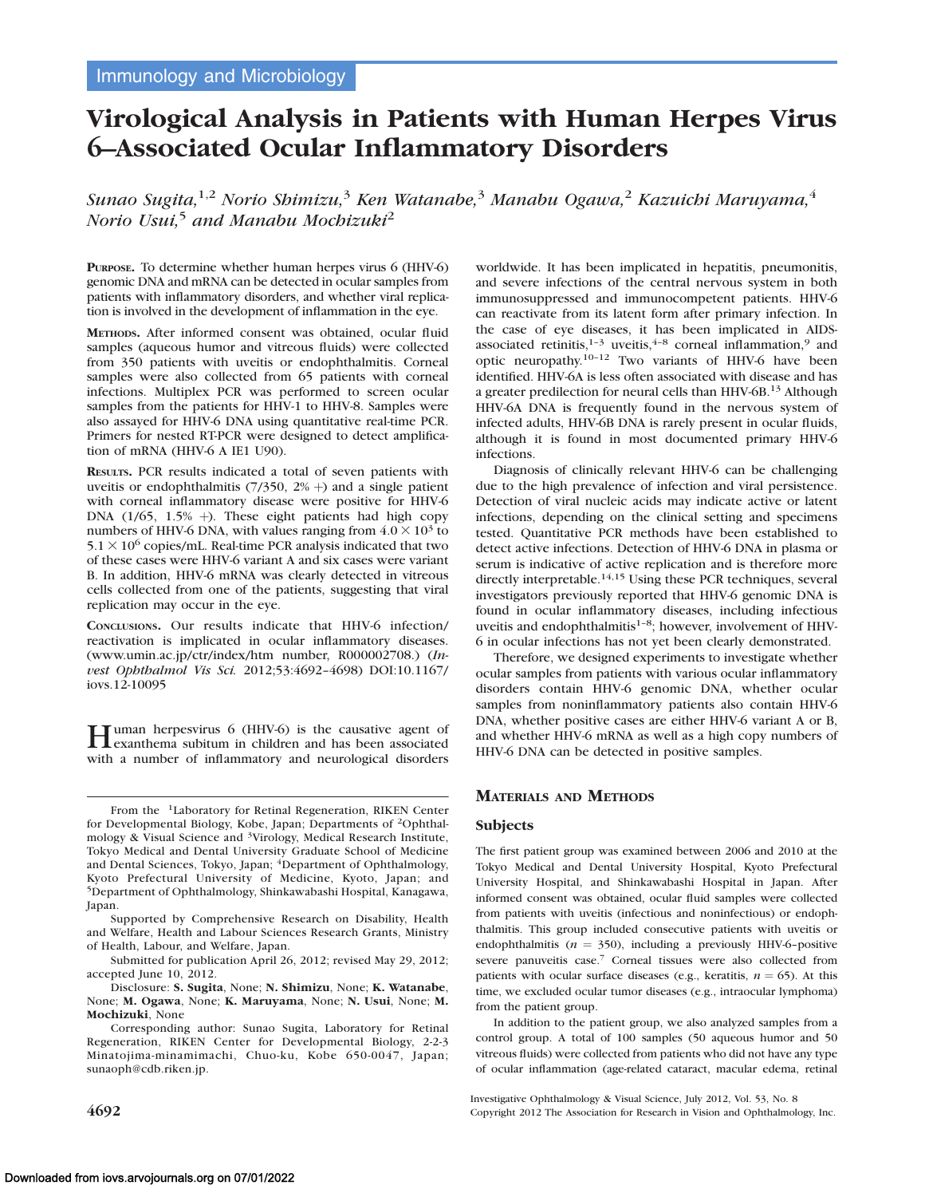Immunology and Microbiology

# Virological Analysis in Patients with Human Herpes Virus 6–Associated Ocular Inflammatory Disorders

*Sunao Sugita,[1,2] Norio Shimizu,[3] Ken Watanabe,[3] Manabu Ogawa,[2] Kazuichi Maruyama,[4] Norio Usui,[5] and Manabu Mochizuki[2]*

**PURPOSE.** To determine whether human herpes virus 6 (HHV-6) genomic DNA and mRNA can be detected in ocular samples from patients with inflammatory disorders, and whether viral replication is involved in the development of inflammation in the eye.

**METHODS.** After informed consent was obtained, ocular fluid samples (aqueous humor and vitreous fluids) were collected from 350 patients with uveitis or endophthalmitis. Corneal samples were also collected from 65 patients with corneal infections. Multiplex PCR was performed to screen ocular samples from the patients for HHV-1 to HHV-8. Samples were also assayed for HHV-6 DNA using quantitative real-time PCR. Primers for nested RT-PCR were designed to detect amplification of mRNA (HHV-6 A IE1 U90).

**RESULTS.** PCR results indicated a total of seven patients with uveitis or endophthalmitis (7/350, 2% +) and a single patient with corneal inflammatory disease were positive for HHV-6 DNA (1/65, 1.5% +). These eight patients had high copy numbers of HHV-6 DNA, with values ranging from $4.0 \times 10^3$ to $5.1 \times 10^6$ copies/mL. Real-time PCR analysis indicated that two of these cases were HHV-6 variant A and six cases were variant B. In addition, HHV-6 mRNA was clearly detected in vitreous cells collected from one of the patients, suggesting that viral replication may occur in the eye.

**CONCLUSIONS.** Our results indicate that HHV-6 infection/reactivation is implicated in ocular inflammatory diseases. (www.umin.ac.jp/ctr/index/htm number, R000002708.) (*Invest Ophthalmol Vis Sci.* 2012;53:4692–4698) DOI:10.1167/iovs.12-10095

Human herpesvirus 6 (HHV-6) is the causative agent of exanthema subitum in children and has been associated with a number of inflammatory and neurological disorders worldwide. It has been implicated in hepatitis, pneumonitis, and severe infections of the central nervous system in both immunosuppressed and immunocompetent patients. HHV-6 can reactivate from its latent form after primary infection. In the case of eye diseases, it has been implicated in AIDS-associated retinitis,[1–3] uveitis,[4–8] corneal inflammation,[9] and optic neuropathy.[10–12] Two variants of HHV-6 have been identified. HHV-6A is less often associated with disease and has a greater predilection for neural cells than HHV-6B.[13] Although HHV-6A DNA is frequently found in the nervous system of infected adults, HHV-6B DNA is rarely present in ocular fluids, although it is found in most documented primary HHV-6 infections.

Diagnosis of clinically relevant HHV-6 can be challenging due to the high prevalence of infection and viral persistence. Detection of viral nucleic acids may indicate active or latent infections, depending on the clinical setting and specimens tested. Quantitative PCR methods have been established to detect active infections. Detection of HHV-6 DNA in plasma or serum is indicative of active replication and is therefore more directly interpretable.[14,15] Using these PCR techniques, several investigators previously reported that HHV-6 genomic DNA is found in ocular inflammatory diseases, including infectious uveitis and endophthalmitis[1–8]; however, involvement of HHV-6 in ocular infections has not yet been clearly demonstrated.

Therefore, we designed experiments to investigate whether ocular samples from patients with various ocular inflammatory disorders contain HHV-6 genomic DNA, whether ocular samples from noninflammatory patients also contain HHV-6 DNA, whether positive cases are either HHV-6 variant A or B, and whether HHV-6 mRNA as well as a high copy numbers of HHV-6 DNA can be detected in positive samples.

## Materials and Methods

### Subjects

The first patient group was examined between 2006 and 2010 at the Tokyo Medical and Dental University Hospital, Kyoto Prefectural University Hospital, and Shinkawabashi Hospital in Japan. After informed consent was obtained, ocular fluid samples were collected from patients with uveitis (infectious and noninfectious) or endophthalmitis. This group included consecutive patients with uveitis or endophthalmitis ($n$ = 350), including a previously HHV-6–positive severe panuveitis case.[7] Corneal tissues were also collected from patients with ocular surface diseases (e.g., keratitis, $n$ = 65). At this time, we excluded ocular tumor diseases (e.g., intraocular lymphoma) from the patient group.

In addition to the patient group, we also analyzed samples from a control group. A total of 100 samples (50 aqueous humor and 50 vitreous fluids) were collected from patients who did not have any type of ocular inflammation (age-related cataract, macular edema, retinal

---

From the [1]Laboratory for Retinal Regeneration, RIKEN Center for Developmental Biology, Kobe, Japan; Departments of [2]Ophthalmology & Visual Science and [3]Virology, Medical Research Institute, Tokyo Medical and Dental University Graduate School of Medicine and Dental Sciences, Tokyo, Japan; [4]Department of Ophthalmology, Kyoto Prefectural University of Medicine, Kyoto, Japan; and [5]Department of Ophthalmology, Shinkawabashi Hospital, Kanagawa, Japan.

Supported by Comprehensive Research on Disability, Health and Welfare, Health and Labour Sciences Research Grants, Ministry of Health, Labour, and Welfare, Japan.

Submitted for publication April 26, 2012; revised May 29, 2012; accepted June 10, 2012.

Disclosure: **S. Sugita**, None; **N. Shimizu**, None; **K. Watanabe**, None; **M. Ogawa**, None; **K. Maruyama**, None; **N. Usui**, None; **M. Mochizuki**, None

Corresponding author: Sunao Sugita, Laboratory for Retinal Regeneration, RIKEN Center for Developmental Biology, 2-2-3 Minatojima-minamimachi, Chuo-ku, Kobe 650-0047, Japan; sunaoph@cdb.riken.jp.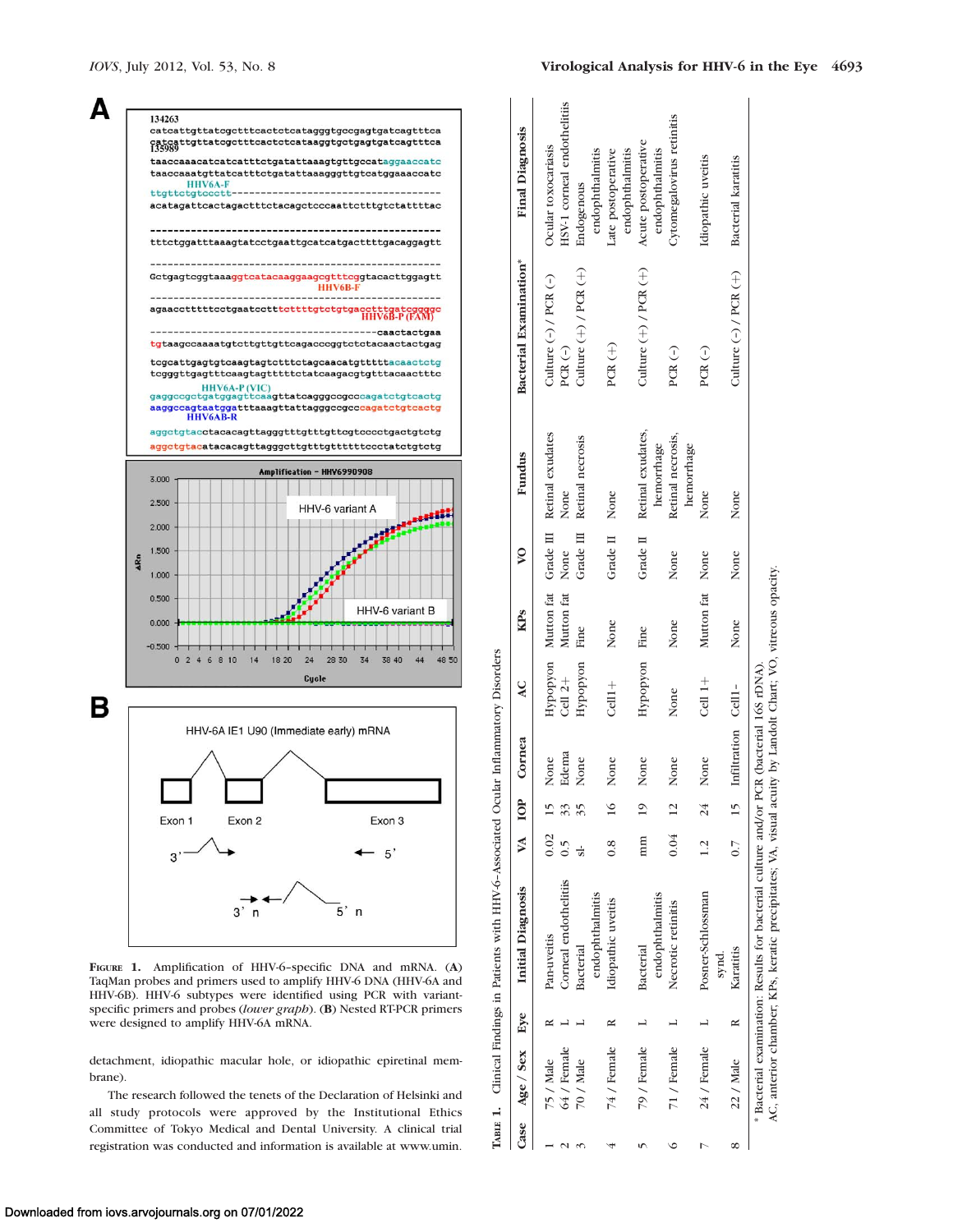**Figure 1.** Amplification of HHV-6–specific DNA and mRNA. (**A**) TaqMan probes and primers used to amplify HHV-6 DNA (HHV-6A and HHV-6B). HHV-6 subtypes were identified using PCR with variant-specific primers and probes (*lower graph*). (**B**) Nested RT-PCR primers were designed to amplify HHV-6A mRNA.

detachment, idiopathic macular hole, or idiopathic epiretinal membrane).

The research followed the tenets of the Declaration of Helsinki and all study protocols were approved by the Institutional Ethics Committee of Tokyo Medical and Dental University. A clinical trial registration was conducted and information is available at www.umin.

**Table 1.** Clinical Findings in Patients with HHV-6–Associated Ocular Inflammatory Disorders

| Case | Age / Sex | Eye | Initial Diagnosis | VA | IOP | Cornea | AC | KPs | VO | Fundus | Bacterial Examination* | Final Diagnosis |
|---|---|---|---|---|---|---|---|---|---|---|---|---|
| 1 | 75 / Male | R | Pan-uveitis | 0.02 | 15 | None | Hypopyon | Mutton fat | Grade III | Retinal exudates | Culture (−) / PCR (−) | Ocular toxocariasis |
| 2 | 64 / Female | L | Corneal endothelitis | 0.5 | 33 | Edema | Cell 2+ | Mutton fat | None | None | PCR (−) | HSV-1 corneal endothelitis |
| 3 | 70 / Male | L | Bacterial endophthalmitis | sl- | 35 | None | Hypopyon | Fine | Grade III | Retinal necrosis | Culture (+) / PCR (+) | Endogenous endophthalmitis |
| 4 | 74 / Female | R | Idiopathic uveitis | 0.8 | 16 | None | Cell1+ | None | Grade II | None | PCR (+) | Late postoperative endophthalmitis |
| 5 | 79 / Female | L | Bacterial endophthalmitis | mm | 19 | None | Hypopyon | Fine | Grade II | Retinal exudates, hemorrhage | Culture (+) / PCR (+) | Acute postoperative endophthalmitis |
| 6 | 71 / Female | L | Necrotic retinitis | 0.04 | 12 | None | None | None | None | Retinal necrosis, hemorrhage | PCR (−) | Cytomegalovirus retinitis |
| 7 | 24 / Female | L | Posner-Schlossman synd. | 1.2 | 24 | None | Cell 1+ | Mutton fat | None | None | PCR (−) | Idiopathic uveitis |
| 8 | 22 / Male | R | Karatitis | 0.7 | 15 | Infiltration | Cell1- | None | None | None | Culture (−) / PCR (+) | Bacterial karatitis |

\* Bacterial examination: Results for bacterial culture and/or PCR (bacterial 16S rDNA).
AC, anterior chamber; KPs, keratic precipitates; VA, visual acuity by Landolt Chart; VO, vitreous opacity.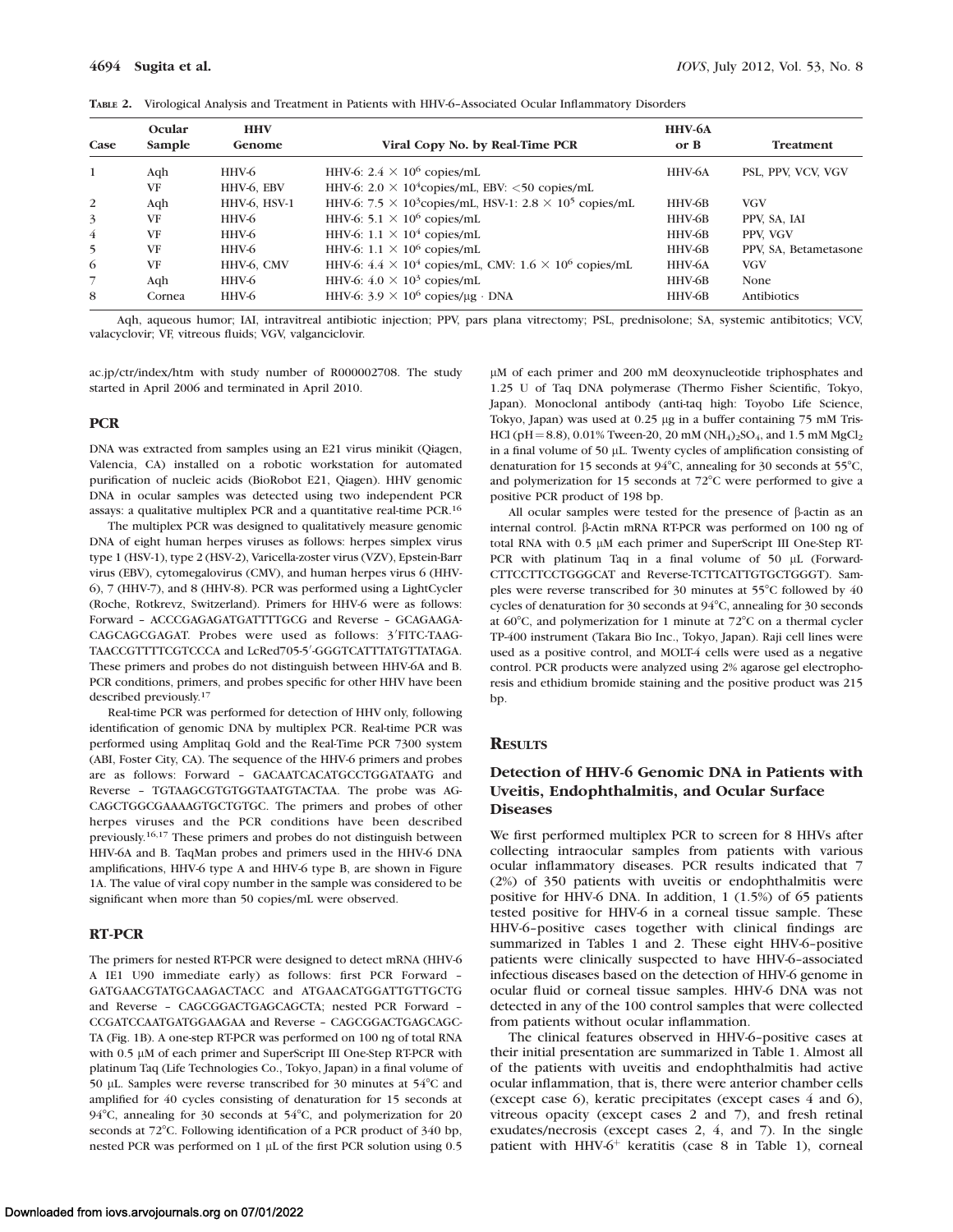**Table 2.** Virological Analysis and Treatment in Patients with HHV-6–Associated Ocular Inflammatory Disorders

| Case | Ocular Sample | HHV Genome | Viral Copy No. by Real-Time PCR | HHV-6A or B | Treatment |
|---|---|---|---|---|---|
| 1 | Aqh | HHV-6 | HHV-6: $2.4 \times 10^6$ copies/mL | HHV-6A | PSL, PPV, VCV, VGV |
| | VF | HHV-6, EBV | HHV-6: $2.0 \times 10^4$copies/mL, EBV: <50 copies/mL | | |
| 2 | Aqh | HHV-6, HSV-1 | HHV-6: $7.5 \times 10^3$copies/mL, HSV-1: $2.8 \times 10^5$ copies/mL | HHV-6B | VGV |
| 3 | VF | HHV-6 | HHV-6: $5.1 \times 10^6$ copies/mL | HHV-6B | PPV, SA, IAI |
| 4 | VF | HHV-6 | HHV-6: $1.1 \times 10^4$ copies/mL | HHV-6B | PPV, VGV |
| 5 | VF | HHV-6 | HHV-6: $1.1 \times 10^6$ copies/mL | HHV-6B | PPV, SA, Betametasone |
| 6 | VF | HHV-6, CMV | HHV-6: $4.4 \times 10^4$ copies/mL, CMV: $1.6 \times 10^6$ copies/mL | HHV-6A | VGV |
| 7 | Aqh | HHV-6 | HHV-6: $4.0 \times 10^3$ copies/mL | HHV-6B | None |
| 8 | Cornea | HHV-6 | HHV-6: $3.9 \times 10^6$ copies/μg · DNA | HHV-6B | Antibiotics |

Aqh, aqueous humor; IAI, intravitreal antibiotic injection; PPV, pars plana vitrectomy; PSL, prednisolone; SA, systemic antibitotics; VCV, valacyclovir; VF, vitreous fluids; VGV, valganciclovir.

ac.jp/ctr/index/htm with study number of R000002708. The study started in April 2006 and terminated in April 2010.

## PCR

DNA was extracted from samples using an E21 virus minikit (Qiagen, Valencia, CA) installed on a robotic workstation for automated purification of nucleic acids (BioRobot E21, Qiagen). HHV genomic DNA in ocular samples was detected using two independent PCR assays: a qualitative multiplex PCR and a quantitative real-time PCR.[16]

The multiplex PCR was designed to qualitatively measure genomic DNA of eight human herpes viruses as follows: herpes simplex virus type 1 (HSV-1), type 2 (HSV-2), Varicella-zoster virus (VZV), Epstein-Barr virus (EBV), cytomegalovirus (CMV), and human herpes virus 6 (HHV-6), 7 (HHV-7), and 8 (HHV-8). PCR was performed using a LightCycler (Roche, Rotkrevz, Switzerland). Primers for HHV-6 were as follows: Forward – ACCCGAGAGATGATTTTGCG and Reverse – GCAGAAGACAGCAGCGAGAT. Probes were used as follows: 3′FITC-TAAGTAACCGTTTTCGTCCCA and LcRed705-5′-GGGTCATTTATGTTATAGA. These primers and probes do not distinguish between HHV-6A and B. PCR conditions, primers, and probes specific for other HHV have been described previously.[17]

Real-time PCR was performed for detection of HHV only, following identification of genomic DNA by multiplex PCR. Real-time PCR was performed using Amplitaq Gold and the Real-Time PCR 7300 system (ABI, Foster City, CA). The sequence of the HHV-6 primers and probes are as follows: Forward – GACAATCACATGCCTGGATAATG and Reverse – TGTAAGCGTGTGGTAATGTACTAA. The probe was AGCAGCTGGCGAAAAGTGCTGTGC. The primers and probes of other herpes viruses and the PCR conditions have been described previously.[16,17] These primers and probes do not distinguish between HHV-6A and B. TaqMan probes and primers used in the HHV-6 DNA amplifications, HHV-6 type A and HHV-6 type B, are shown in Figure 1A. The value of viral copy number in the sample was considered to be significant when more than 50 copies/mL were observed.

## RT-PCR

The primers for nested RT-PCR were designed to detect mRNA (HHV-6 A IE1 U90 immediate early) as follows: first PCR Forward – GATGAACGTATGCAAGACTACC and ATGAACATGGATTGTTGCTG and Reverse – CAGCGGACTGAGCAGCTA; nested PCR Forward – CCGATCCAATGATGGAAGAA and Reverse – CAGCGGACTGAGCAGCTA (Fig. 1B). A one-step RT-PCR was performed on 100 ng of total RNA with 0.5 μM of each primer and SuperScript III One-Step RT-PCR with platinum Taq (Life Technologies Co., Tokyo, Japan) in a final volume of 50 μL. Samples were reverse transcribed for 30 minutes at 54°C and amplified for 40 cycles consisting of denaturation for 15 seconds at 94°C, annealing for 30 seconds at 54°C, and polymerization for 20 seconds at 72°C. Following identification of a PCR product of 340 bp, nested PCR was performed on 1 μL of the first PCR solution using 0.5 μM of each primer and 200 mM deoxynucleotide triphosphates and 1.25 U of Taq DNA polymerase (Thermo Fisher Scientific, Tokyo, Japan). Monoclonal antibody (anti-taq high: Toyobo Life Science, Tokyo, Japan) was used at 0.25 μg in a buffer containing 75 mM Tris-HCl (pH = 8.8), 0.01% Tween-20, 20 mM $(NH_4)_2SO_4$, and 1.5 mM $MgCl_2$ in a final volume of 50 μL. Twenty cycles of amplification consisting of denaturation for 15 seconds at 94°C, annealing for 30 seconds at 55°C, and polymerization for 15 seconds at 72°C were performed to give a positive PCR product of 198 bp.

All ocular samples were tested for the presence of β-actin as an internal control. β-Actin mRNA RT-PCR was performed on 100 ng of total RNA with 0.5 μM each primer and SuperScript III One-Step RT-PCR with platinum Taq in a final volume of 50 μL (Forward-CTTCCTTCCTGGGCAT and Reverse-TCTTCATTGTGCTGGGT). Samples were reverse transcribed for 30 minutes at 55°C followed by 40 cycles of denaturation for 30 seconds at 94°C, annealing for 30 seconds at 60°C, and polymerization for 1 minute at 72°C on a thermal cycler TP-400 instrument (Takara Bio Inc., Tokyo, Japan). Raji cell lines were used as a positive control, and MOLT-4 cells were used as a negative control. PCR products were analyzed using 2% agarose gel electrophoresis and ethidium bromide staining and the positive product was 215 bp.

# Results

## Detection of HHV-6 Genomic DNA in Patients with Uveitis, Endophthalmitis, and Ocular Surface Diseases

We first performed multiplex PCR to screen for 8 HHVs after collecting intraocular samples from patients with various ocular inflammatory diseases. PCR results indicated that 7 (2%) of 350 patients with uveitis or endophthalmitis were positive for HHV-6 DNA. In addition, 1 (1.5%) of 65 patients tested positive for HHV-6 in a corneal tissue sample. These HHV-6–positive cases together with clinical findings are summarized in Tables 1 and 2. These eight HHV-6–positive patients were clinically suspected to have HHV-6–associated infectious diseases based on the detection of HHV-6 genome in ocular fluid or corneal tissue samples. HHV-6 DNA was not detected in any of the 100 control samples that were collected from patients without ocular inflammation.

The clinical features observed in HHV-6–positive cases at their initial presentation are summarized in Table 1. Almost all of the patients with uveitis and endophthalmitis had active ocular inflammation, that is, there were anterior chamber cells (except case 6), keratic precipitates (except cases 4 and 6), vitreous opacity (except cases 2 and 7), and fresh retinal exudates/necrosis (except cases 2, 4, and 7). In the single patient with HHV-6$^+$ keratitis (case 8 in Table 1), corneal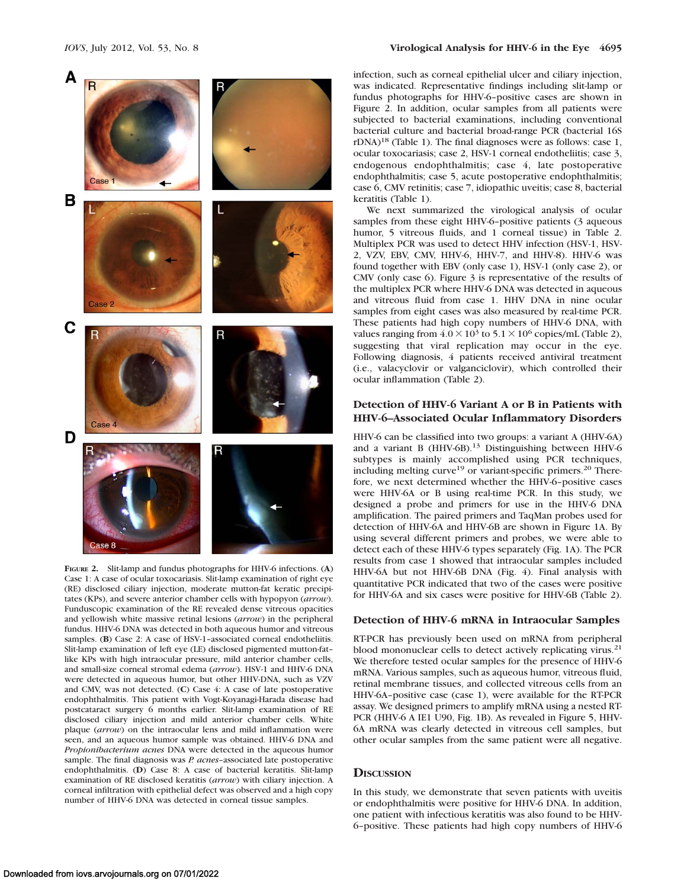FIGURE 2. Slit-lamp and fundus photographs for HHV-6 infections. (**A**) Case 1: A case of ocular toxocariasis. Slit-lamp examination of right eye (RE) disclosed ciliary injection, moderate mutton-fat keratic precipitates (KPs), and severe anterior chamber cells with hypopyon (*arrow*). Funduscopic examination of the RE revealed dense vitreous opacities and yellowish white massive retinal lesions (*arrow*) in the peripheral fundus. HHV-6 DNA was detected in both aqueous humor and vitreous samples. (**B**) Case 2: A case of HSV-1–associated corneal endotheliitis. Slit-lamp examination of left eye (LE) disclosed pigmented mutton-fat–like KPs with high intraocular pressure, mild anterior chamber cells, and small-size corneal stromal edema (*arrow*). HSV-1 and HHV-6 DNA were detected in aqueous humor, but other HHV-DNA, such as VZV and CMV, was not detected. (**C**) Case 4: A case of late postoperative endophthalmitis. This patient with Vogt-Koyanagi-Harada disease had postcataract surgery 6 months earlier. Slit-lamp examination of RE disclosed ciliary injection and mild anterior chamber cells. White plaque (*arrow*) on the intraocular lens and mild inflammation were seen, and an aqueous humor sample was obtained. HHV-6 DNA and *Propionibacterium acnes* DNA were detected in the aqueous humor sample. The final diagnosis was *P. acnes*–associated late postoperative endophthalmitis. (**D**) Case 8: A case of bacterial keratitis. Slit-lamp examination of RE disclosed keratitis (*arrow*) with ciliary injection. A corneal infiltration with epithelial defect was observed and a high copy number of HHV-6 DNA was detected in corneal tissue samples.

infection, such as corneal epithelial ulcer and ciliary injection, was indicated. Representative findings including slit-lamp or fundus photographs for HHV-6–positive cases are shown in Figure 2. In addition, ocular samples from all patients were subjected to bacterial examinations, including conventional bacterial culture and bacterial broad-range PCR (bacterial 16S rDNA)[18] (Table 1). The final diagnoses were as follows: case 1, ocular toxocariasis; case 2, HSV-1 corneal endotheliitis; case 3, endogenous endophthalmitis; case 4, late postoperative endophthalmitis; case 5, acute postoperative endophthalmitis; case 6, CMV retinitis; case 7, idiopathic uveitis; case 8, bacterial keratitis (Table 1).

We next summarized the virological analysis of ocular samples from these eight HHV-6–positive patients (3 aqueous humor, 5 vitreous fluids, and 1 corneal tissue) in Table 2. Multiplex PCR was used to detect HHV infection (HSV-1, HSV-2, VZV, EBV, CMV, HHV-6, HHV-7, and HHV-8). HHV-6 was found together with EBV (only case 1), HSV-1 (only case 2), or CMV (only case 6). Figure 3 is representative of the results of the multiplex PCR where HHV-6 DNA was detected in aqueous and vitreous fluid from case 1. HHV DNA in nine ocular samples from eight cases was also measured by real-time PCR. These patients had high copy numbers of HHV-6 DNA, with values ranging from $4.0 \times 10^3$ to $5.1 \times 10^6$ copies/mL (Table 2), suggesting that viral replication may occur in the eye. Following diagnosis, 4 patients received antiviral treatment (i.e., valacyclovir or valganciclovir), which controlled their ocular inflammation (Table 2).

## Detection of HHV-6 Variant A or B in Patients with HHV-6–Associated Ocular Inflammatory Disorders

HHV-6 can be classified into two groups: a variant A (HHV-6A) and a variant B (HHV-6B).[13] Distinguishing between HHV-6 subtypes is mainly accomplished using PCR techniques, including melting curve[19] or variant-specific primers.[20] Therefore, we next determined whether the HHV-6–positive cases were HHV-6A or B using real-time PCR. In this study, we designed a probe and primers for use in the HHV-6 DNA amplification. The paired primers and TaqMan probes used for detection of HHV-6A and HHV-6B are shown in Figure 1A. By using several different primers and probes, we were able to detect each of these HHV-6 types separately (Fig. 1A). The PCR results from case 1 showed that intraocular samples included HHV-6A but not HHV-6B DNA (Fig. 4). Final analysis with quantitative PCR indicated that two of the cases were positive for HHV-6A and six cases were positive for HHV-6B (Table 2).

## Detection of HHV-6 mRNA in Intraocular Samples

RT-PCR has previously been used on mRNA from peripheral blood mononuclear cells to detect actively replicating virus.[21] We therefore tested ocular samples for the presence of HHV-6 mRNA. Various samples, such as aqueous humor, vitreous fluid, retinal membrane tissues, and collected vitreous cells from an HHV-6A–positive case (case 1), were available for the RT-PCR assay. We designed primers to amplify mRNA using a nested RT-PCR (HHV-6 A IE1 U90, Fig. 1B). As revealed in Figure 5, HHV-6A mRNA was clearly detected in vitreous cell samples, but other ocular samples from the same patient were all negative.

## Discussion

In this study, we demonstrate that seven patients with uveitis or endophthalmitis were positive for HHV-6 DNA. In addition, one patient with infectious keratitis was also found to be HHV-6–positive. These patients had high copy numbers of HHV-6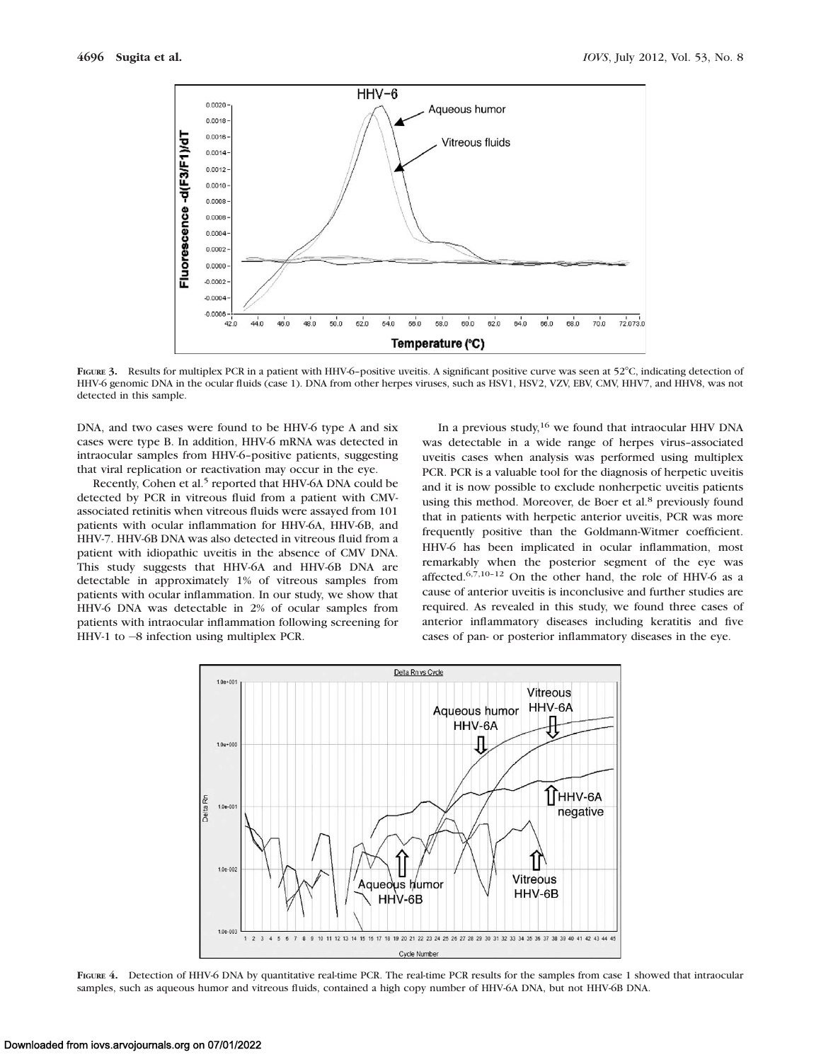FIGURE 3. Results for multiplex PCR in a patient with HHV-6–positive uveitis. A significant positive curve was seen at 52°C, indicating detection of HHV-6 genomic DNA in the ocular fluids (case 1). DNA from other herpes viruses, such as HSV1, HSV2, VZV, EBV, CMV, HHV7, and HHV8, was not detected in this sample.

DNA, and two cases were found to be HHV-6 type A and six cases were type B. In addition, HHV-6 mRNA was detected in intraocular samples from HHV-6–positive patients, suggesting that viral replication or reactivation may occur in the eye.

Recently, Cohen et al.[5] reported that HHV-6A DNA could be detected by PCR in vitreous fluid from a patient with CMV-associated retinitis when vitreous fluids were assayed from 101 patients with ocular inflammation for HHV-6A, HHV-6B, and HHV-7. HHV-6B DNA was also detected in vitreous fluid from a patient with idiopathic uveitis in the absence of CMV DNA. This study suggests that HHV-6A and HHV-6B DNA are detectable in approximately 1% of vitreous samples from patients with ocular inflammation. In our study, we show that HHV-6 DNA was detectable in 2% of ocular samples from patients with intraocular inflammation following screening for HHV-1 to –8 infection using multiplex PCR.

In a previous study,[16] we found that intraocular HHV DNA was detectable in a wide range of herpes virus–associated uveitis cases when analysis was performed using multiplex PCR. PCR is a valuable tool for the diagnosis of herpetic uveitis and it is now possible to exclude nonherpetic uveitis patients using this method. Moreover, de Boer et al.[8] previously found that in patients with herpetic anterior uveitis, PCR was more frequently positive than the Goldmann-Witmer coefficient. HHV-6 has been implicated in ocular inflammation, most remarkably when the posterior segment of the eye was affected.[6,7,10–12] On the other hand, the role of HHV-6 as a cause of anterior uveitis is inconclusive and further studies are required. As revealed in this study, we found three cases of anterior inflammatory diseases including keratitis and five cases of pan- or posterior inflammatory diseases in the eye.

FIGURE 4. Detection of HHV-6 DNA by quantitative real-time PCR. The real-time PCR results for the samples from case 1 showed that intraocular samples, such as aqueous humor and vitreous fluids, contained a high copy number of HHV-6A DNA, but not HHV-6B DNA.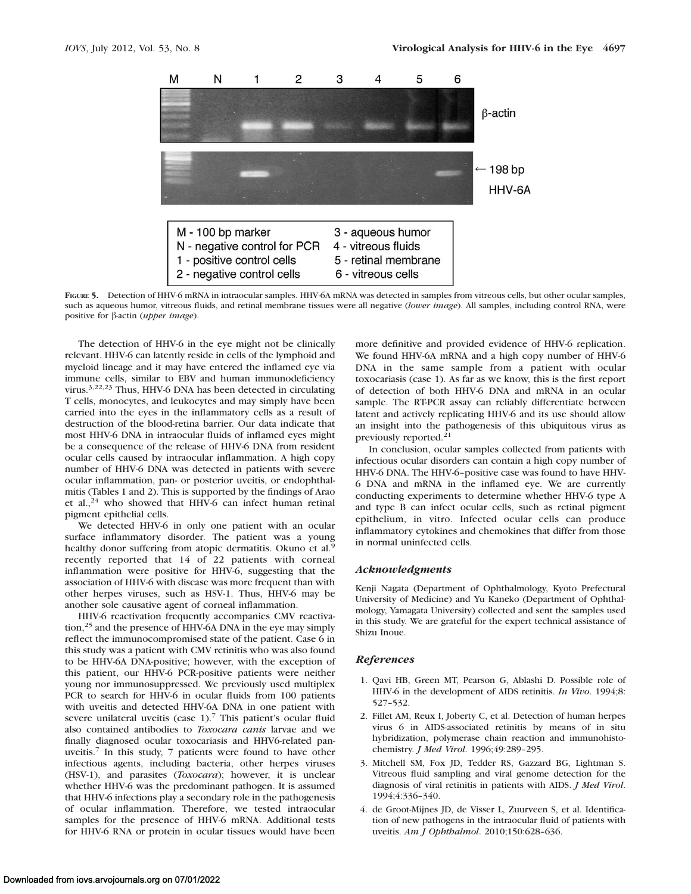| M - 100 bp marker | 3 - aqueous humor |
| --- | --- |
| N - negative control for PCR | 4 - vitreous fluids |
| 1 - positive control cells | 5 - retinal membrane |
| 2 - negative control cells | 6 - vitreous cells |

**Figure 5.** Detection of HHV-6 mRNA in intraocular samples. HHV-6A mRNA was detected in samples from vitreous cells, but other ocular samples, such as aqueous humor, vitreous fluids, and retinal membrane tissues were all negative (*lower image*). All samples, including control RNA, were positive for β-actin (*upper image*).

The detection of HHV-6 in the eye might not be clinically relevant. HHV-6 can latently reside in cells of the lymphoid and myeloid lineage and it may have entered the inflamed eye via immune cells, similar to EBV and human immunodeficiency virus.[3,22,23] Thus, HHV-6 DNA has been detected in circulating T cells, monocytes, and leukocytes and may simply have been carried into the eyes in the inflammatory cells as a result of destruction of the blood-retina barrier. Our data indicate that most HHV-6 DNA in intraocular fluids of inflamed eyes might be a consequence of the release of HHV-6 DNA from resident ocular cells caused by intraocular inflammation. A high copy number of HHV-6 DNA was detected in patients with severe ocular inflammation, pan- or posterior uveitis, or endophthalmitis (Tables 1 and 2). This is supported by the findings of Arao et al.,[24] who showed that HHV-6 can infect human retinal pigment epithelial cells.

We detected HHV-6 in only one patient with an ocular surface inflammatory disorder. The patient was a young healthy donor suffering from atopic dermatitis. Okuno et al.[9] recently reported that 14 of 22 patients with corneal inflammation were positive for HHV-6, suggesting that the association of HHV-6 with disease was more frequent than with other herpes viruses, such as HSV-1. Thus, HHV-6 may be another sole causative agent of corneal inflammation.

HHV-6 reactivation frequently accompanies CMV reactivation,[25] and the presence of HHV-6A DNA in the eye may simply reflect the immunocompromised state of the patient. Case 6 in this study was a patient with CMV retinitis who was also found to be HHV-6A DNA-positive; however, with the exception of this patient, our HHV-6 PCR-positive patients were neither young nor immunosuppressed. We previously used multiplex PCR to search for HHV-6 in ocular fluids from 100 patients with uveitis and detected HHV-6A DNA in one patient with severe unilateral uveitis (case 1).[7] This patient's ocular fluid also contained antibodies to *Toxocara canis* larvae and we finally diagnosed ocular toxocariasis and HHV6-related panuveitis.[7] In this study, 7 patients were found to have other infectious agents, including bacteria, other herpes viruses (HSV-1), and parasites (*Toxocara*); however, it is unclear whether HHV-6 was the predominant pathogen. It is assumed that HHV-6 infections play a secondary role in the pathogenesis of ocular inflammation. Therefore, we tested intraocular samples for the presence of HHV-6 mRNA. Additional tests for HHV-6 RNA or protein in ocular tissues would have been more definitive and provided evidence of HHV-6 replication. We found HHV-6A mRNA and a high copy number of HHV-6 DNA in the same sample from a patient with ocular toxocariasis (case 1). As far as we know, this is the first report of detection of both HHV-6 DNA and mRNA in an ocular sample. The RT-PCR assay can reliably differentiate between latent and actively replicating HHV-6 and its use should allow an insight into the pathogenesis of this ubiquitous virus as previously reported.[21]

In conclusion, ocular samples collected from patients with infectious ocular disorders can contain a high copy number of HHV-6 DNA. The HHV-6–positive case was found to have HHV-6 DNA and mRNA in the inflamed eye. We are currently conducting experiments to determine whether HHV-6 type A and type B can infect ocular cells, such as retinal pigment epithelium, in vitro. Infected ocular cells can produce inflammatory cytokines and chemokines that differ from those in normal uninfected cells.

### *Acknowledgments*

Kenji Nagata (Department of Ophthalmology, Kyoto Prefectural University of Medicine) and Yu Kaneko (Department of Ophthalmology, Yamagata University) collected and sent the samples used in this study. We are grateful for the expert technical assistance of Shizu Inoue.

### *References*

1. Qavi HB, Green MT, Pearson G, Ablashi D. Possible role of HHV-6 in the development of AIDS retinitis. *In Vivo*. 1994;8:527–532.
2. Fillet AM, Reux I, Joberty C, et al. Detection of human herpes virus 6 in AIDS-associated retinitis by means of in situ hybridization, polymerase chain reaction and immunohistochemistry. *J Med Virol*. 1996;49:289–295.
3. Mitchell SM, Fox JD, Tedder RS, Gazzard BG, Lightman S. Vitreous fluid sampling and viral genome detection for the diagnosis of viral retinitis in patients with AIDS. *J Med Virol*. 1994;4:336–340.
4. de Groot-Mijnes JD, de Visser L, Zuurveen S, et al. Identification of new pathogens in the intraocular fluid of patients with uveitis. *Am J Ophthalmol*. 2010;150:628–636.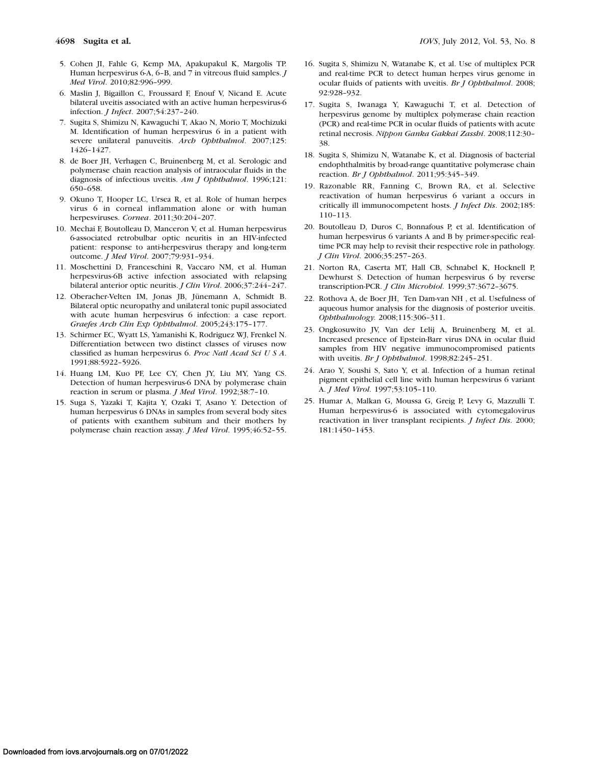5. Cohen JI, Fahle G, Kemp MA, Apakupakul K, Margolis TP. Human herpesvirus 6-A, 6–B, and 7 in vitreous fluid samples. *J Med Virol*. 2010;82:996–999.
6. Maslin J, Bigaillon C, Froussard F, Enouf V, Nicand E. Acute bilateral uveitis associated with an active human herpesvirus-6 infection. *J Infect*. 2007;54:237–240.
7. Sugita S, Shimizu N, Kawaguchi T, Akao N, Morio T, Mochizuki M. Identification of human herpesvirus 6 in a patient with severe unilateral panuveitis. *Arch Ophthalmol*. 2007;125: 1426–1427.
8. de Boer JH, Verhagen C, Bruinenberg M, et al. Serologic and polymerase chain reaction analysis of intraocular fluids in the diagnosis of infectious uveitis. *Am J Ophthalmol*. 1996;121: 650–658.
9. Okuno T, Hooper LC, Ursea R, et al. Role of human herpes virus 6 in corneal inflammation alone or with human herpesviruses. *Cornea*. 2011;30:204–207.
10. Mechai F, Boutolleau D, Manceron V, et al. Human herpesvirus 6-associated retrobulbar optic neuritis in an HIV-infected patient: response to anti-herpesvirus therapy and long-term outcome. *J Med Virol*. 2007;79:931–934.
11. Moschettini D, Franceschini R, Vaccaro NM, et al. Human herpesvirus-6B active infection associated with relapsing bilateral anterior optic neuritis. *J Clin Virol*. 2006;37:244–247.
12. Oberacher-Velten IM, Jonas JB, Jünemann A, Schmidt B. Bilateral optic neuropathy and unilateral tonic pupil associated with acute human herpesvirus 6 infection: a case report. *Graefes Arch Clin Exp Ophthalmol*. 2005;243:175–177.
13. Schirmer EC, Wyatt LS, Yamanishi K, Rodriguez WJ, Frenkel N. Differentiation between two distinct classes of viruses now classified as human herpesvirus 6. *Proc Natl Acad Sci U S A*. 1991;88:5922–5926.
14. Huang LM, Kuo PF, Lee CY, Chen JY, Liu MY, Yang CS. Detection of human herpesvirus-6 DNA by polymerase chain reaction in serum or plasma. *J Med Virol*. 1992;38:7–10.
15. Suga S, Yazaki T, Kajita Y, Ozaki T, Asano Y. Detection of human herpesvirus 6 DNAs in samples from several body sites of patients with exanthem subitum and their mothers by polymerase chain reaction assay. *J Med Virol*. 1995;46:52–55.
16. Sugita S, Shimizu N, Watanabe K, et al. Use of multiplex PCR and real-time PCR to detect human herpes virus genome in ocular fluids of patients with uveitis. *Br J Ophthalmol*. 2008; 92:928–932.
17. Sugita S, Iwanaga Y, Kawaguchi T, et al. Detection of herpesvirus genome by multiplex polymerase chain reaction (PCR) and real-time PCR in ocular fluids of patients with acute retinal necrosis. *Nippon Ganka Gakkai Zasshi*. 2008;112:30–38.
18. Sugita S, Shimizu N, Watanabe K, et al. Diagnosis of bacterial endophthalmitis by broad-range quantitative polymerase chain reaction. *Br J Ophthalmol*. 2011;95:345–349.
19. Razonable RR, Fanning C, Brown RA, et al. Selective reactivation of human herpesvirus 6 variant a occurs in critically ill immunocompetent hosts. *J Infect Dis*. 2002;185: 110–113.
20. Boutolleau D, Duros C, Bonnafous P, et al. Identification of human herpesvirus 6 variants A and B by primer-specific real-time PCR may help to revisit their respective role in pathology. *J Clin Virol*. 2006;35:257–263.
21. Norton RA, Caserta MT, Hall CB, Schnabel K, Hocknell P, Dewhurst S. Detection of human herpesvirus 6 by reverse transcription-PCR. *J Clin Microbiol*. 1999;37:3672–3675.
22. Rothova A, de Boer JH, Ten Dam-van NH , et al. Usefulness of aqueous humor analysis for the diagnosis of posterior uveitis. *Ophthalmology.* 2008;115:306–311.
23. Ongkosuwito JV, Van der Lelij A, Bruinenberg M, et al. Increased presence of Epstein-Barr virus DNA in ocular fluid samples from HIV negative immunocompromised patients with uveitis. *Br J Ophthalmol*. 1998;82:245–251.
24. Arao Y, Soushi S, Sato Y, et al. Infection of a human retinal pigment epithelial cell line with human herpesvirus 6 variant A. *J Med Virol*. 1997;53:105–110.
25. Humar A, Malkan G, Moussa G, Greig P, Levy G, Mazzulli T. Human herpesvirus-6 is associated with cytomegalovirus reactivation in liver transplant recipients. *J Infect Dis*. 2000; 181:1450–1453.